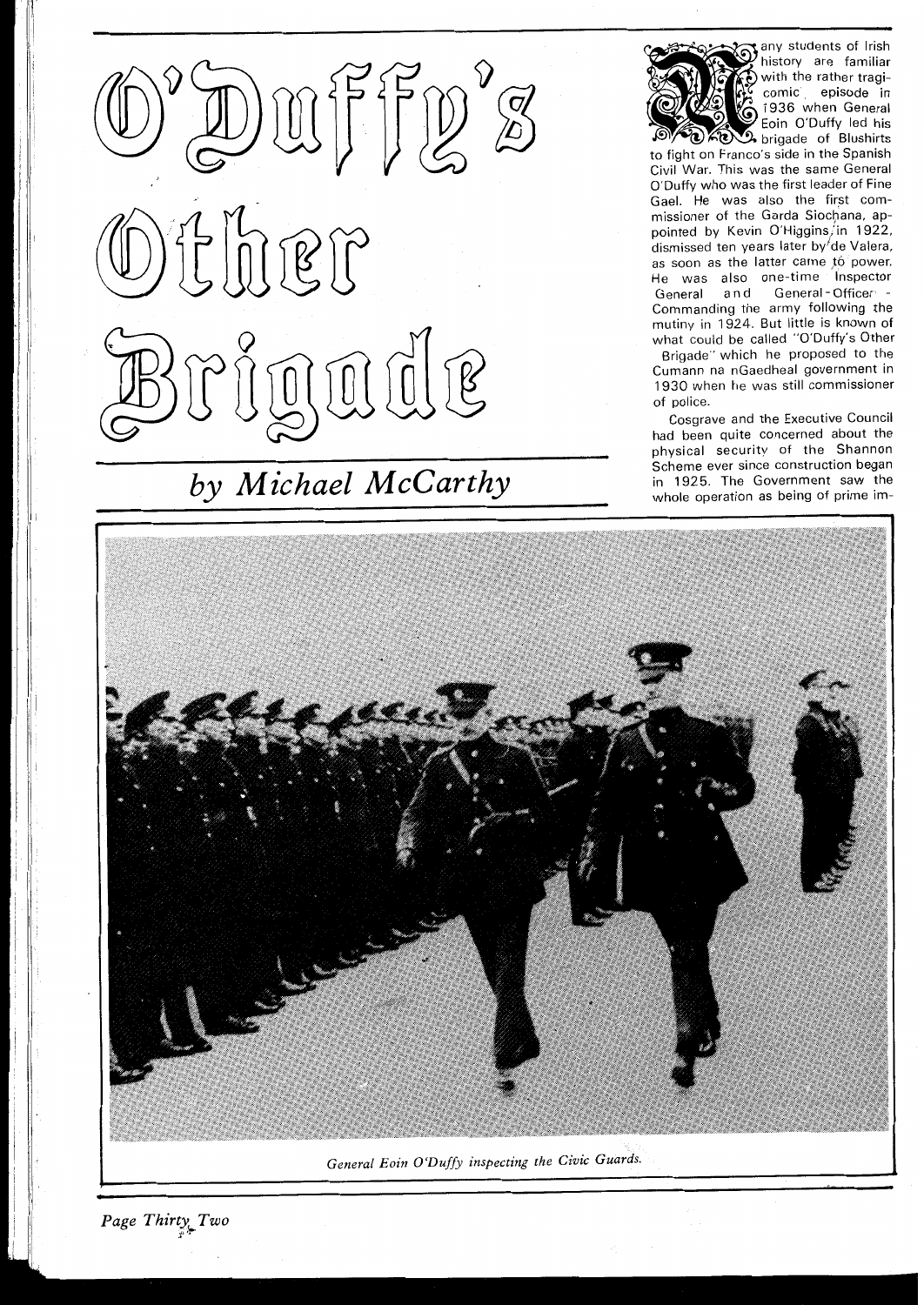# O'Duffy's Other Brigade

*by Michael McCarthy*

Many students of Irish history are familiar with the rather tragi-comic episode in 1936 when General Eoin O'Duffy led his brigade of Blushirts to fight on Franco's side in the Spanish Civil War. This was the same General O'Duffy who was the first leader of Fine Gael. He was also the first commissioner of the Garda Siochana, appointed by Kevin O'Higgins in 1922, dismissed ten years later by de Valera, as soon as the latter came to power. He was also one-time Inspector General and General-Officer-Commanding the army following the mutiny in 1924. But little is known of what could be called "O'Duffy's Other Brigade" which he proposed to the Cumann na nGaedheal government in 1930 when he was still commissioner of police.

Cosgrave and the Executive Council had been quite concerned about the physical security of the Shannon Scheme ever since construction began in 1925. The Government saw the whole operation as being of prime im-

*General Eoin O'Duffy inspecting the Civic Guards.*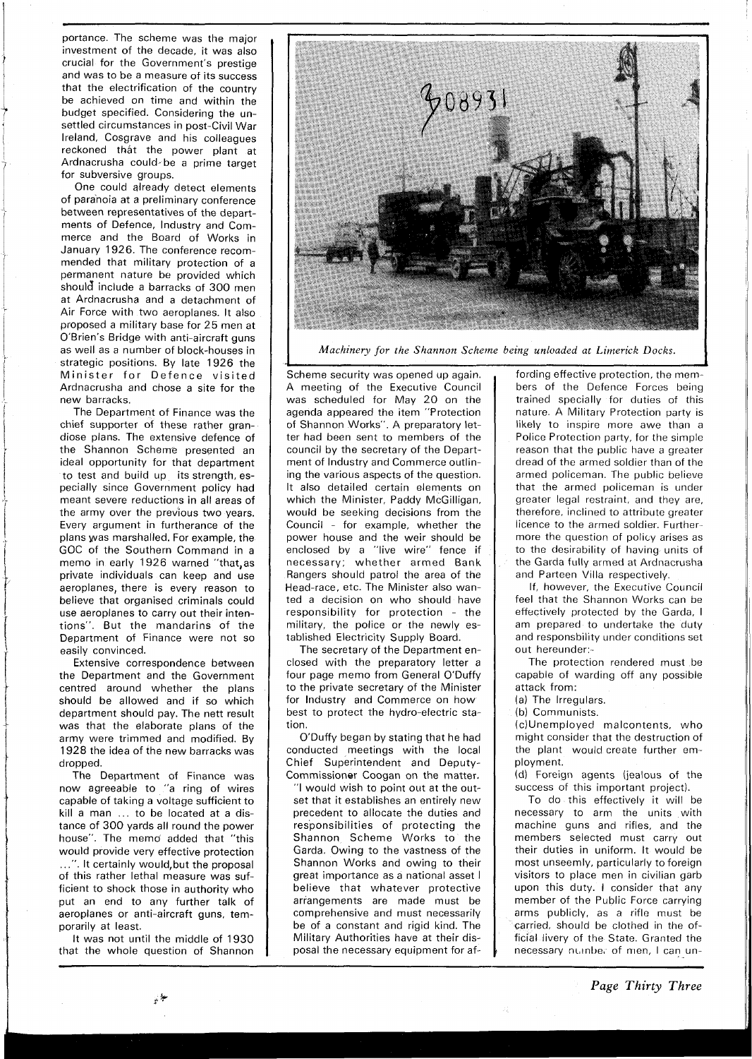portance. The scheme was the major investment of the decade, it was also crucial for the Government's prestige and was to be a measure of its success that the electrification of the country be achieved on time and within the budget specified. Considering the unsettled circumstances in post-Civil War Ireland, Cosgrave and his colleagues reckoned that the power plant at Ardnacrusha could be a prime target for subversive groups.

One could already detect elements of paranoia at a preliminary conference between representatives of the departments of Defence, Industry and Commerce and the Board of Works in January 1926. The conference recommended that military protection of a permanent nature be provided which should include a barracks of 300 men at Ardnacrusha and a detachment of Air Force with two aeroplanes. It also proposed a military base for 25 men at O'Brien's Bridge with anti-aircraft guns as well as a number of block-houses in strategic positions. By late 1926 the Minister for Defence visited Ardnacrusha and chose a site for the new barracks.

The Department of Finance was the chief supporter of these rather grandiose plans. The extensive defence of the Shannon Scheme presented an ideal opportunity for that department to test and build up its strength, especially since Government policy had meant severe reductions in all areas of the army over the previous two years. Every argument in furtherance of the plans was marshalled. For example, the GOC of the Southern Command in a memo in early 1926 warned "that, as private individuals can keep and use aeroplanes, there is every reason to believe that organised criminals could use aeroplanes to carry out their intentions". But the mandarins of the Department of Finance were not so easily convinced.

Extensive correspondence between the Department and the Government centred around whether the plans should be allowed and if so which department should pay. The nett result was that the elaborate plans of the army were trimmed and modified. By 1928 the idea of the new barracks was dropped.

The Department of Finance was now agreeable to "a ring of wires capable of taking a voltage sufficient to kill a man ... to be located at a distance of 300 yards all round the power house". The memo added that "this would provide very effective protection ...". It certainly would, but the proposal of this rather lethal measure was sufficient to shock those in authority who put an end to any further talk of aeroplanes or anti-aircraft guns, temporarily at least.

It was not until the middle of 1930 that the whole question of Shannon Scheme security was opened up again. A meeting of the Executive Council was scheduled for May 20 on the agenda appeared the item "Protection of Shannon Works". A preparatory letter had been sent to members of the council by the secretary of the Department of Industry and Commerce outlining the various aspects of the question. It also detailed certain elements on which the Minister, Paddy McGilligan, would be seeking decisions from the Council - for example, whether the power house and the weir should be enclosed by a "live wire" fence if necessary; whether armed Bank Rangers should patrol the area of the Head-race, etc. The Minister also wanted a decision on who should have responsibility for protection - the military, the police or the newly established Electricity Supply Board.

*Machinery for the Shannon Scheme being unloaded at Limerick Docks.*

The secretary of the Department enclosed with the preparatory letter a four page memo from General O'Duffy to the private secretary of the Minister for Industry and Commerce on how best to protect the hydro-electric station.

O'Duffy began by stating that he had conducted meetings with the local Chief Superintendent and Deputy-Commissioner Coogan on the matter.

"I would wish to point out at the outset that it establishes an entirely new precedent to allocate the duties and responsibilities of protecting the Shannon Scheme Works to the Garda. Owing to the vastness of the Shannon Works and owing to their great importance as a national asset I believe that whatever protective arrangements are made must be comprehensive and must necessarily be of a constant and rigid kind. The Military Authorities have at their disposal the necessary equipment for affording effective protection, the members of the Defence Forces being trained specially for duties of this nature. A Military Protection party is likely to inspire more awe than a Police Protection party, for the simple reason that the public have a greater dread of the armed soldier than of the armed policeman. The public believe that the armed policeman is under greater legal restraint, and they are, therefore, inclined to attribute greater licence to the armed soldier. Furthermore the question of policy arises as to the desirability of having units of the Garda fully armed at Ardnacrusha and Parteen Villa respectively.

If, however, the Executive Council feel that the Shannon Works can be effectively protected by the Garda, I am prepared to undertake the duty and responsbility under conditions set out hereunder:-

The protection rendered must be capable of warding off any possible attack from:

(a) The Irregulars.

(b) Communists.

(c) Unemployed malcontents, who might consider that the destruction of the plant would create further employment.

(d) Foreign agents (jealous of the success of this important project).

To do this effectively it will be necessary to arm the units with machine guns and rifles, and the members selected must carry out their duties in uniform. It would be most unseemly, particularly to foreign visitors to place men in civilian garb upon this duty. I consider that any member of the Public Force carrying arms publicly, as a rifle must be carried, should be clothed in the official livery of the State. Granted the necessary number of men, I can un-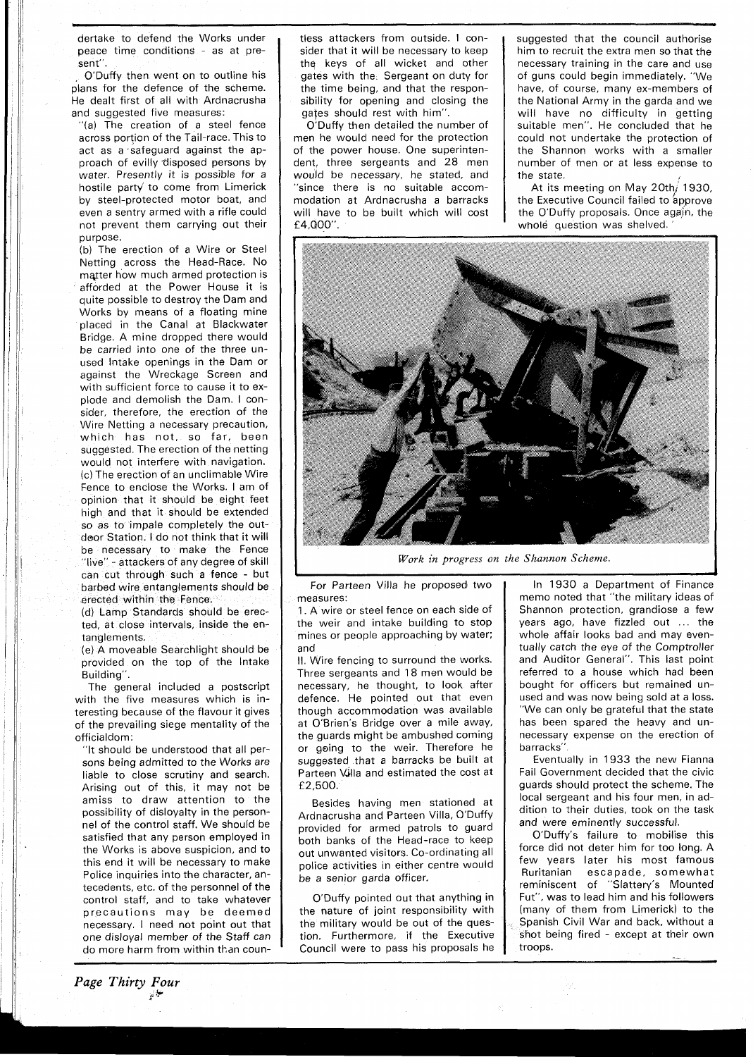dertake to defend the Works under peace time conditions - as at present".

O'Duffy then went on to outline his plans for the defence of the scheme. He dealt first of all with Ardnacrusha and suggested five measures:

"(a) The creation of a steel fence across portion of the Tail-race. This to act as a safeguard against the approach of evilly disposed persons by water. Presently it is possible for a hostile party to come from Limerick by steel-protected motor boat, and even a sentry armed with a rifle could not prevent them carrying out their purpose.

(b) The erection of a Wire or Steel Netting across the Head-Race. No matter how much armed protection is afforded at the Power House it is quite possible to destroy the Dam and Works by means of a floating mine placed in the Canal at Blackwater Bridge. A mine dropped there would be carried into one of the three unused Intake openings in the Dam or against the Wreckage Screen and with sufficient force to cause it to explode and demolish the Dam. I consider, therefore, the erection of the Wire Netting a necessary precaution, which has not, so far, been suggested. The erection of the netting would not interfere with navigation.

(c) The erection of an unclimable Wire Fence to enclose the Works. I am of opinion that it should be eight feet high and that it should be extended so as to impale completely the outdoor Station. I do not think that it will be necessary to make the Fence "live" - attackers of any degree of skill can cut through such a fence - but barbed wire entanglements should be erected within the Fence.

(d) Lamp Standards should be erected, at close intervals, inside the entanglements.

(e) A moveable Searchlight should be provided on the top of the Intake Building".

The general included a postscript with the five measures which is interesting because of the flavour it gives of the prevailing siege mentality of the officialdom:

"It should be understood that all persons being admitted to the Works are liable to close scrutiny and search. Arising out of this, it may not be amiss to draw attention to the possibility of disloyalty in the personnel of the control staff. We should be satisfied that any person employed in the Works is above suspicion, and to this end it will be necessary to make Police inquiries into the character, antecedents, etc. of the personnel of the control staff, and to take whatever precautions may be deemed necessary. I need not point out that one disloyal member of the Staff can do more harm from within than countless attackers from outside. I consider that it will be necessary to keep the keys of all wicket and other gates with the Sergeant on duty for the time being, and that the responsibility for opening and closing the gates should rest with him".

O'Duffy then detailed the number of men he would need for the protection of the power house. One superintendent, three sergeants and 28 men would be necessary, he stated, and "since there is no suitable accommodation at Ardnacrusha a barracks will have to be built which will cost £4,000".

For Parteen Villa he proposed two measures:

1. A wire or steel fence on each side of the weir and intake building to stop mines or people approaching by water; and

II. Wire fencing to surround the works. Three sergeants and 18 men would be necessary, he thought, to look after defence. He pointed out that even though accommodation was available at O'Brien's Bridge over a mile away, the guards might be ambushed coming or going to the weir. Therefore he suggested that a barracks be built at Parteen Villa and estimated the cost at £2,500.

Besides having men stationed at Ardnacrusha and Parteen Villa, O'Duffy provided for armed patrols to guard both banks of the Head-race to keep out unwanted visitors. Co-ordinating all police activities in either centre would be a senior garda officer.

O'Duffy pointed out that anything in the nature of joint responsibility with the military would be out of the question. Furthermore, if the Executive Council were to pass his proposals he suggested that the council authorise him to recruit the extra men so that the necessary training in the care and use of guns could begin immediately. "We have, of course, many ex-members of the National Army in the garda and we will have no difficulty in getting suitable men". He concluded that he could not undertake the protection of the Shannon works with a smaller number of men or at less expense to the state.

At its meeting on May 20th, 1930, the Executive Council failed to approve the O'Duffy proposals. Once again, the whole question was shelved.

*Work in progress on the Shannon Scheme.*

In 1930 a Department of Finance memo noted that "the military ideas of Shannon protection, grandiose a few years ago, have fizzled out ... the whole affair looks bad and may eventually catch the eye of the Comptroller and Auditor General". This last point referred to a house which had been bought for officers but remained unused and was now being sold at a loss. "We can only be grateful that the state has been spared the heavy and unnecessary expense on the erection of barracks".

Eventually in 1933 the new Fianna Fail Government decided that the civic guards should protect the scheme. The local sergeant and his four men, in addition to their duties, took on the task and were eminently successful.

O'Duffy's failure to mobilise this force did not deter him for too long. A few years later his most famous Ruritanian escapade, somewhat reminiscent of "Slattery's Mounted Fut", was to lead him and his followers (many of them from Limerick) to the Spanish Civil War and back, without a shot being fired - except at their own troops.